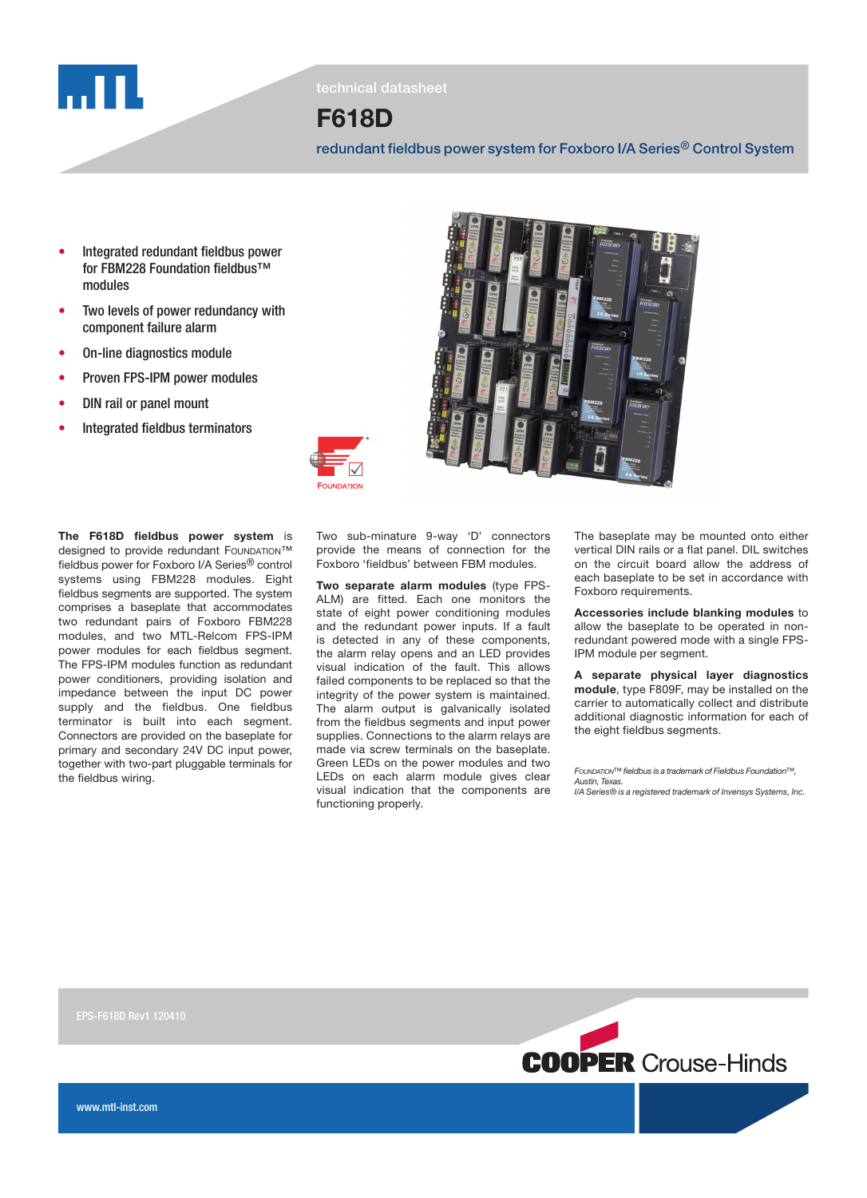technical datasheet

# F618D

## redundant fieldbus power system for Foxboro I/A Series® Control System

- Integrated redundant fieldbus power for FBM228 Foundation fieldbus™ modules
- Two levels of power redundancy with component failure alarm
- On-line diagnostics module
- Proven FPS-IPM power modules
- DIN rail or panel mount
- Integrated fieldbus terminators

**The F618D fieldbus power system** is designed to provide redundant FOUNDATION™ fieldbus power for Foxboro I/A Series® control systems using FBM228 modules. Eight fieldbus segments are supported. The system comprises a baseplate that accommodates two redundant pairs of Foxboro FBM228 modules, and two MTL-Relcom FPS-IPM power modules for each fieldbus segment. The FPS-IPM modules function as redundant power conditioners, providing isolation and impedance between the input DC power supply and the fieldbus. One fieldbus terminator is built into each segment. Connectors are provided on the baseplate for primary and secondary 24V DC input power, together with two-part pluggable terminals for the fieldbus wiring.

Two sub-minature 9-way 'D' connectors provide the means of connection for the Foxboro 'fieldbus' between FBM modules.

**Two separate alarm modules** (type FPS-ALM) are fitted. Each one monitors the state of eight power conditioning modules and the redundant power inputs. If a fault is detected in any of these components, the alarm relay opens and an LED provides visual indication of the fault. This allows failed components to be replaced so that the integrity of the power system is maintained. The alarm output is galvanically isolated from the fieldbus segments and input power supplies. Connections to the alarm relays are made via screw terminals on the baseplate. Green LEDs on the power modules and two LEDs on each alarm module gives clear visual indication that the components are functioning properly.

The baseplate may be mounted onto either vertical DIN rails or a flat panel. DIL switches on the circuit board allow the address of each baseplate to be set in accordance with Foxboro requirements.

**Accessories include blanking modules** to allow the baseplate to be operated in non-redundant powered mode with a single FPS-IPM module per segment.

**A separate physical layer diagnostics module**, type F809F, may be installed on the carrier to automatically collect and distribute additional diagnostic information for each of the eight fieldbus segments.

*FOUNDATION™ fieldbus is a trademark of Fieldbus Foundation™, Austin, Texas.*
*I/A Series® is a registered trademark of Invensys Systems, Inc.*

EPS-F618D Rev1 120410

www.mtl-inst.com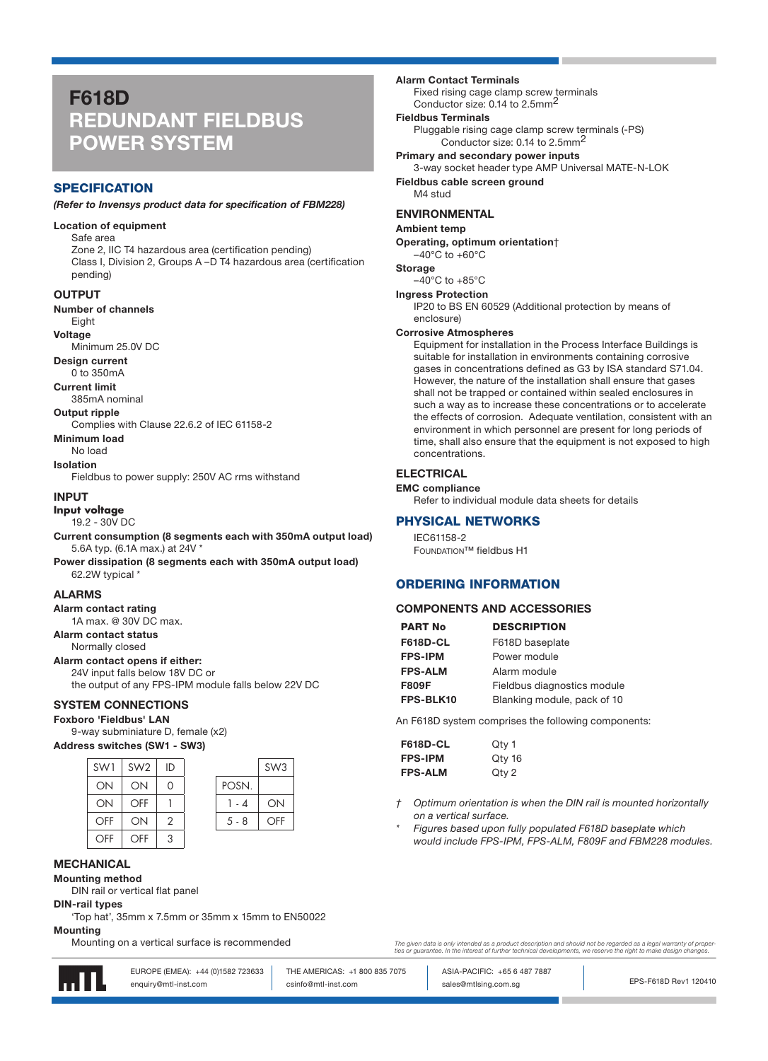# F618D REDUNDANT FIELDBUS POWER SYSTEM

## SPECIFICATION

*(Refer to Invensys product data for specification of FBM228)*

**Location of equipment**
Safe area
Zone 2, IIC T4 hazardous area (certification pending)
Class I, Division 2, Groups A –D T4 hazardous area (certification pending)

### OUTPUT

**Number of channels**
Eight

**Voltage**
Minimum 25.0V DC

**Design current**
0 to 350mA

**Current limit**
385mA nominal

**Output ripple**
Complies with Clause 22.6.2 of IEC 61158-2

**Minimum load**
No load

**Isolation**
Fieldbus to power supply: 250V AC rms withstand

### INPUT

**Input voltage**
19.2 - 30V DC

**Current consumption (8 segments each with 350mA output load)**
5.6A typ. (6.1A max.) at 24V *

**Power dissipation (8 segments each with 350mA output load)**
62.2W typical *

### ALARMS

**Alarm contact rating**
1A max. @ 30V DC max.

**Alarm contact status**
Normally closed

**Alarm contact opens if either:**
24V input falls below 18V DC or
the output of any FPS-IPM module falls below 22V DC

### SYSTEM CONNECTIONS

**Foxboro 'Fieldbus' LAN**
9-way subminiature D, female (x2)

**Address switches (SW1 - SW3)**

| SW1 | SW2 | ID |
|---|---|---|
| ON | ON | 0 |
| ON | OFF | 1 |
| OFF | ON | 2 |
| OFF | OFF | 3 |

| POSN. | SW3 |
|---|---|
| 1 - 4 | ON |
| 5 - 8 | OFF |

### MECHANICAL

**Mounting method**
DIN rail or vertical flat panel

**DIN-rail types**
'Top hat', 35mm x 7.5mm or 35mm x 15mm to EN50022

**Mounting**
Mounting on a vertical surface is recommended

**Alarm Contact Terminals**
Fixed rising cage clamp screw terminals
Conductor size: 0.14 to 2.5mm$^2$

**Fieldbus Terminals**
Pluggable rising cage clamp screw terminals (-PS)
Conductor size: 0.14 to 2.5mm$^2$

**Primary and secondary power inputs**
3-way socket header type AMP Universal MATE-N-LOK

**Fieldbus cable screen ground**
M4 stud

### ENVIRONMENTAL

**Ambient temp**

**Operating, optimum orientation†**
–40°C to +60°C

**Storage**
–40°C to +85°C

**Ingress Protection**
IP20 to BS EN 60529 (Additional protection by means of enclosure)

**Corrosive Atmospheres**
Equipment for installation in the Process Interface Buildings is suitable for installation in environments containing corrosive gases in concentrations defined as G3 by ISA standard S71.04. However, the nature of the installation shall ensure that gases shall not be trapped or contained within sealed enclosures in such a way as to increase these concentrations or to accelerate the effects of corrosion. Adequate ventilation, consistent with an environment in which personnel are present for long periods of time, shall also ensure that the equipment is not exposed to high concentrations.

### ELECTRICAL

**EMC compliance**
Refer to individual module data sheets for details

## PHYSICAL NETWORKS

IEC61158-2
FOUNDATION™ fieldbus H1

## ORDERING INFORMATION

### COMPONENTS AND ACCESSORIES

| PART No | DESCRIPTION |
|---|---|
| **F618D-CL** | F618D baseplate |
| **FPS-IPM** | Power module |
| **FPS-ALM** | Alarm module |
| **F809F** | Fieldbus diagnostics module |
| **FPS-BLK10** | Blanking module, pack of 10 |

An F618D system comprises the following components:

| | |
|---|---|
| **F618D-CL** | Qty 1 |
| **FPS-IPM** | Qty 16 |
| **FPS-ALM** | Qty 2 |

† *Optimum orientation is when the DIN rail is mounted horizontally on a vertical surface.*

\* *Figures based upon fully populated F618D baseplate which would include FPS-IPM, FPS-ALM, F809F and FBM228 modules.*

*The given data is only intended as a product description and should not be regarded as a legal warranty of properties or guarantee. In the interest of further technical developments, we reserve the right to make design changes.*

EUROPE (EMEA): +44 (0)1582 723633 enquiry@mtl-inst.com | THE AMERICAS: +1 800 835 7075 csinfo@mtl-inst.com | ASIA-PACIFIC: +65 6 487 7887 sales@mtlsing.com.sg | EPS-F618D Rev1 120410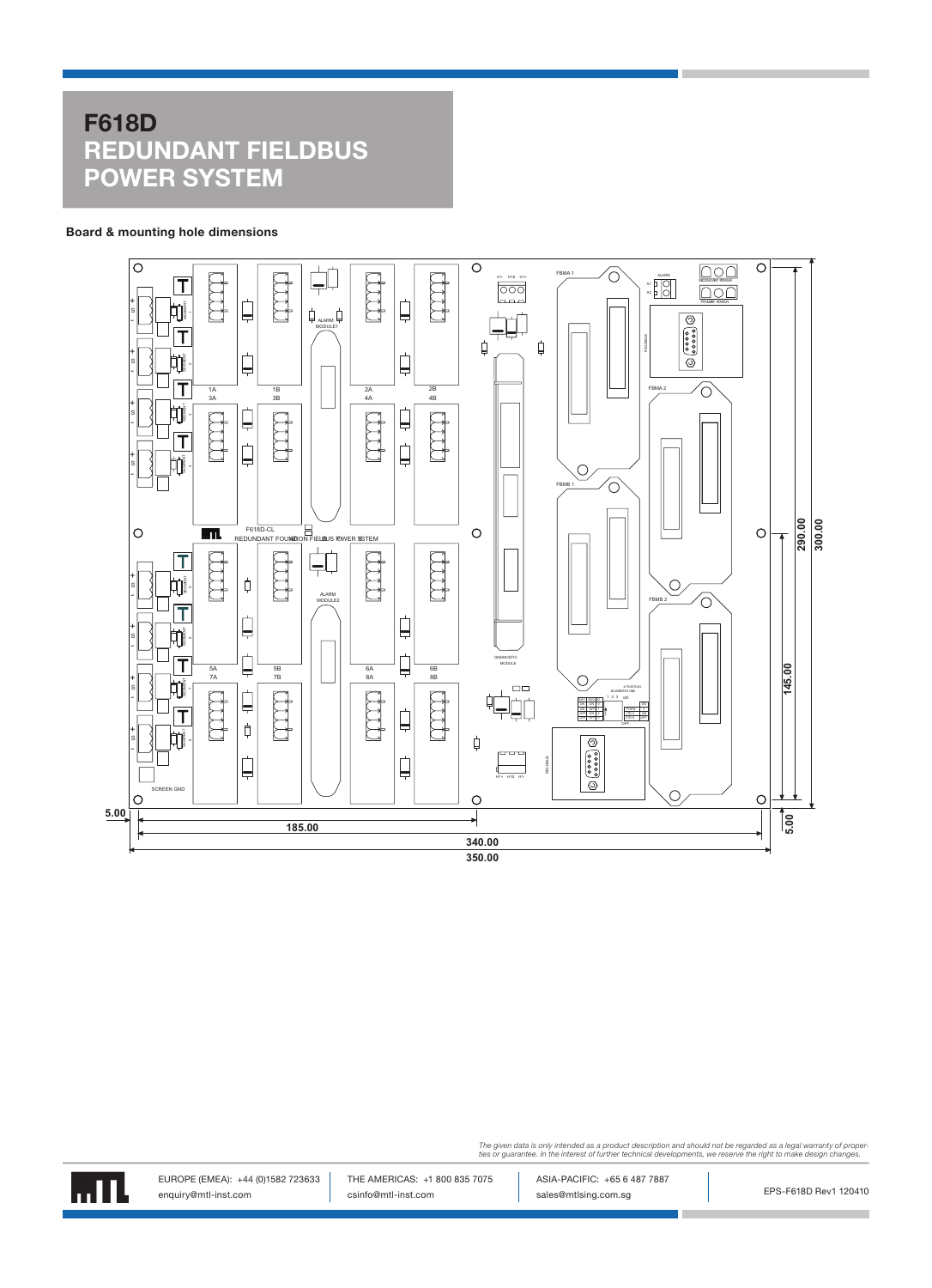# F618D
# REDUNDANT FIELDBUS POWER SYSTEM

**Board & mounting hole dimensions**

5.00

185.00

340.00

350.00

290.00

300.00

145.00

5.00

*The given data is only intended as a product description and should not be regarded as a legal warranty of properties or guarantee. In the interest of further technical developments, we reserve the right to make design changes.*

EUROPE (EMEA): +44 (0)1582 723633
enquiry@mtl-inst.com

THE AMERICAS: +1 800 835 7075
csinfo@mtl-inst.com

ASIA-PACIFIC: +65 6 487 7887
sales@mtlsing.com.sg

EPS-F618D Rev1 120410